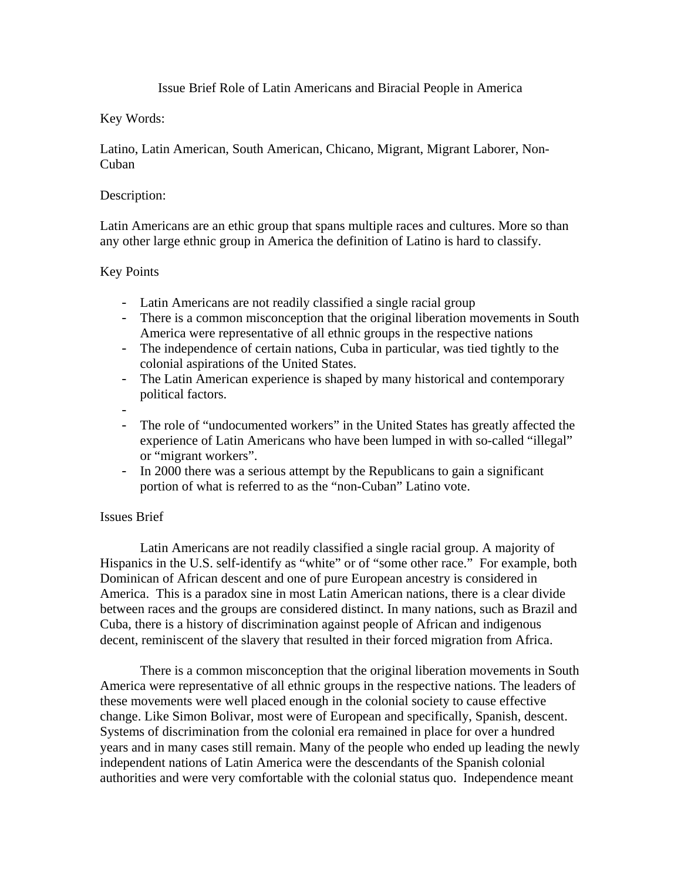# Issue Brief Role of Latin Americans and Biracial People in America

Key Words:

Latino, Latin American, South American, Chicano, Migrant, Migrant Laborer, Non-Cuban

Description:

Latin Americans are an ethic group that spans multiple races and cultures. More so than any other large ethnic group in America the definition of Latino is hard to classify.

Key Points

- Latin Americans are not readily classified a single racial group
- There is a common misconception that the original liberation movements in South America were representative of all ethnic groups in the respective nations
- The independence of certain nations, Cuba in particular, was tied tightly to the colonial aspirations of the United States.
- The Latin American experience is shaped by many historical and contemporary political factors.
- 
- The role of "undocumented workers" in the United States has greatly affected the experience of Latin Americans who have been lumped in with so-called "illegal" or "migrant workers".
- In 2000 there was a serious attempt by the Republicans to gain a significant portion of what is referred to as the "non-Cuban" Latino vote.

Issues Brief

Latin Americans are not readily classified a single racial group. A majority of Hispanics in the U.S. self-identify as "white" or of "some other race." For example, both Dominican of African descent and one of pure European ancestry is considered in America. This is a paradox sine in most Latin American nations, there is a clear divide between races and the groups are considered distinct. In many nations, such as Brazil and Cuba, there is a history of discrimination against people of African and indigenous decent, reminiscent of the slavery that resulted in their forced migration from Africa.

There is a common misconception that the original liberation movements in South America were representative of all ethnic groups in the respective nations. The leaders of these movements were well placed enough in the colonial society to cause effective change. Like Simon Bolivar, most were of European and specifically, Spanish, descent. Systems of discrimination from the colonial era remained in place for over a hundred years and in many cases still remain. Many of the people who ended up leading the newly independent nations of Latin America were the descendants of the Spanish colonial authorities and were very comfortable with the colonial status quo. Independence meant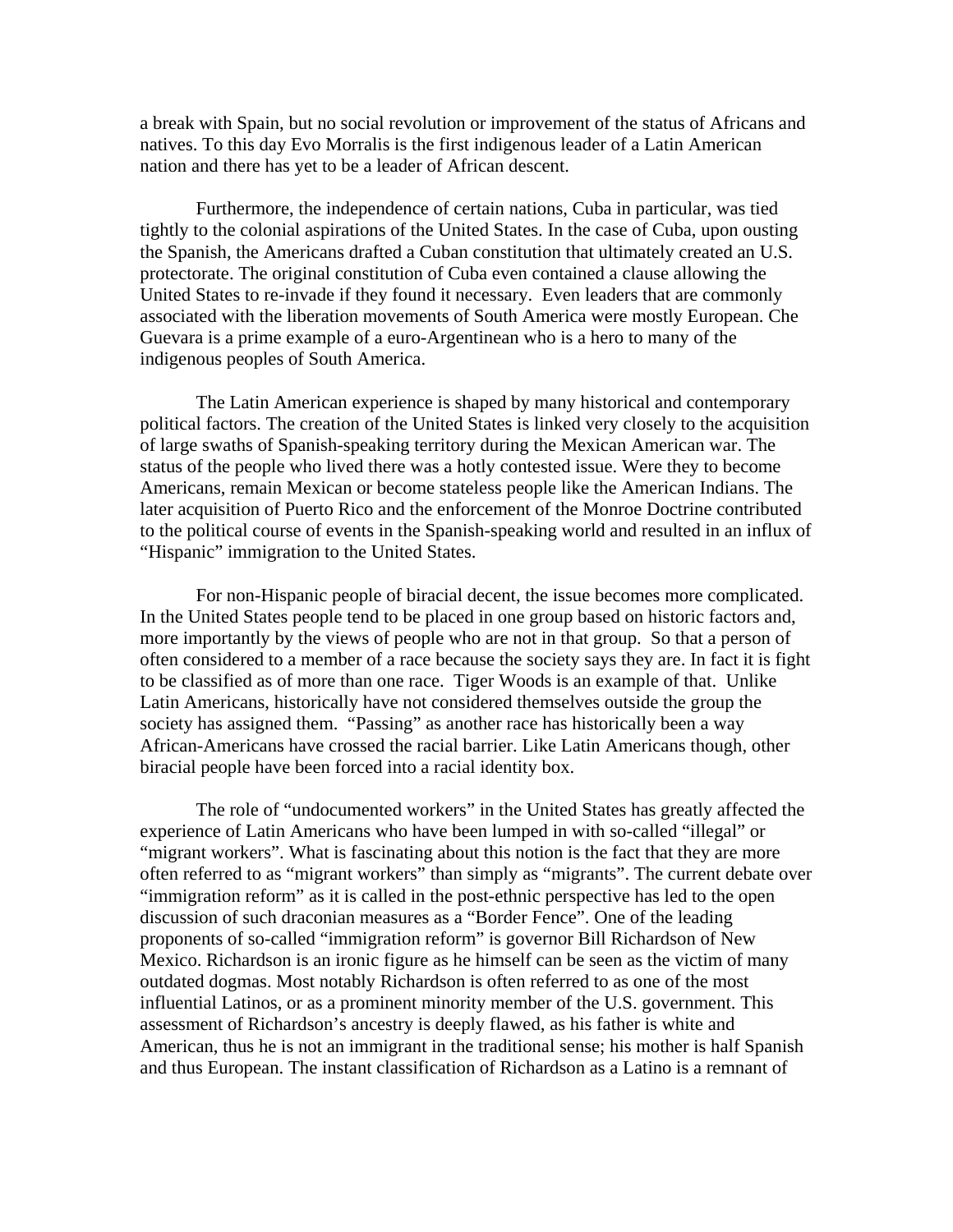a break with Spain, but no social revolution or improvement of the status of Africans and natives. To this day Evo Morralis is the first indigenous leader of a Latin American nation and there has yet to be a leader of African descent.

Furthermore, the independence of certain nations, Cuba in particular, was tied tightly to the colonial aspirations of the United States. In the case of Cuba, upon ousting the Spanish, the Americans drafted a Cuban constitution that ultimately created an U.S. protectorate. The original constitution of Cuba even contained a clause allowing the United States to re-invade if they found it necessary. Even leaders that are commonly associated with the liberation movements of South America were mostly European. Che Guevara is a prime example of a euro-Argentinean who is a hero to many of the indigenous peoples of South America.

The Latin American experience is shaped by many historical and contemporary political factors. The creation of the United States is linked very closely to the acquisition of large swaths of Spanish-speaking territory during the Mexican American war. The status of the people who lived there was a hotly contested issue. Were they to become Americans, remain Mexican or become stateless people like the American Indians. The later acquisition of Puerto Rico and the enforcement of the Monroe Doctrine contributed to the political course of events in the Spanish-speaking world and resulted in an influx of "Hispanic" immigration to the United States.

For non-Hispanic people of biracial decent, the issue becomes more complicated. In the United States people tend to be placed in one group based on historic factors and, more importantly by the views of people who are not in that group. So that a person of often considered to a member of a race because the society says they are. In fact it is fight to be classified as of more than one race. Tiger Woods is an example of that. Unlike Latin Americans, historically have not considered themselves outside the group the society has assigned them. "Passing" as another race has historically been a way African-Americans have crossed the racial barrier. Like Latin Americans though, other biracial people have been forced into a racial identity box.

The role of "undocumented workers" in the United States has greatly affected the experience of Latin Americans who have been lumped in with so-called "illegal" or "migrant workers". What is fascinating about this notion is the fact that they are more often referred to as "migrant workers" than simply as "migrants". The current debate over "immigration reform" as it is called in the post-ethnic perspective has led to the open discussion of such draconian measures as a "Border Fence". One of the leading proponents of so-called "immigration reform" is governor Bill Richardson of New Mexico. Richardson is an ironic figure as he himself can be seen as the victim of many outdated dogmas. Most notably Richardson is often referred to as one of the most influential Latinos, or as a prominent minority member of the U.S. government. This assessment of Richardson's ancestry is deeply flawed, as his father is white and American, thus he is not an immigrant in the traditional sense; his mother is half Spanish and thus European. The instant classification of Richardson as a Latino is a remnant of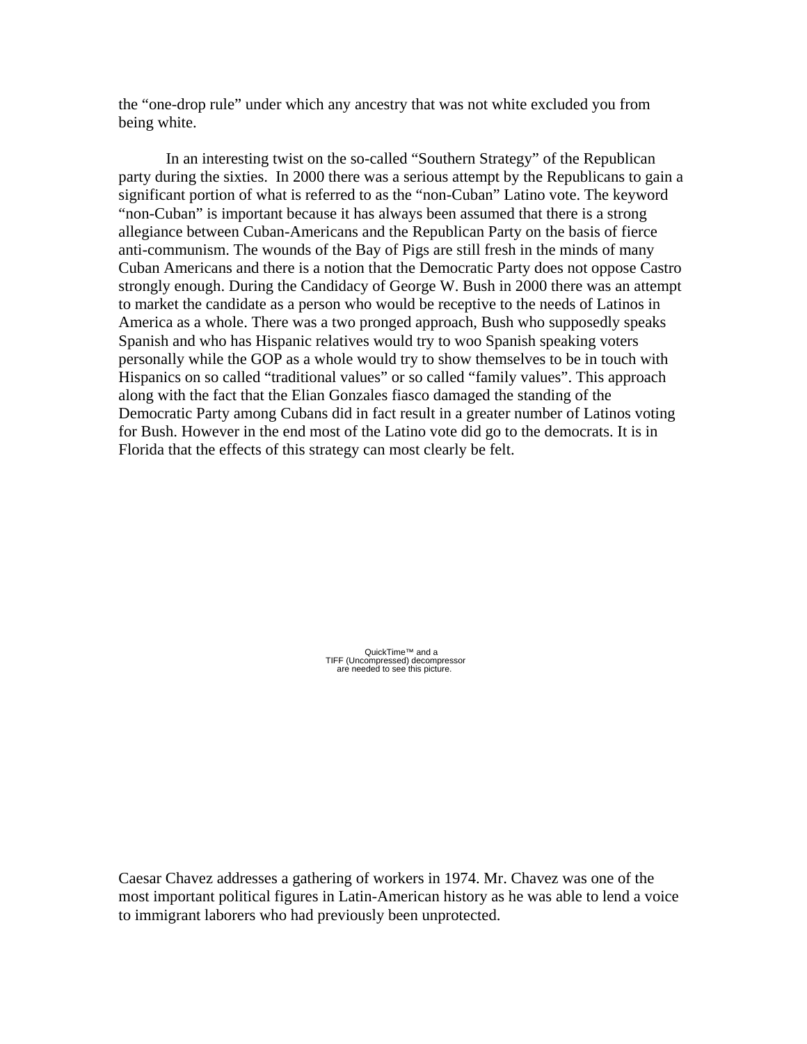the “one-drop rule” under which any ancestry that was not white excluded you from being white.

In an interesting twist on the so-called “Southern Strategy” of the Republican party during the sixties. In 2000 there was a serious attempt by the Republicans to gain a significant portion of what is referred to as the “non-Cuban” Latino vote. The keyword “non-Cuban” is important because it has always been assumed that there is a strong allegiance between Cuban-Americans and the Republican Party on the basis of fierce anti-communism. The wounds of the Bay of Pigs are still fresh in the minds of many Cuban Americans and there is a notion that the Democratic Party does not oppose Castro strongly enough. During the Candidacy of George W. Bush in 2000 there was an attempt to market the candidate as a person who would be receptive to the needs of Latinos in America as a whole. There was a two pronged approach, Bush who supposedly speaks Spanish and who has Hispanic relatives would try to woo Spanish speaking voters personally while the GOP as a whole would try to show themselves to be in touch with Hispanics on so called “traditional values” or so called “family values”. This approach along with the fact that the Elian Gonzales fiasco damaged the standing of the Democratic Party among Cubans did in fact result in a greater number of Latinos voting for Bush. However in the end most of the Latino vote did go to the democrats. It is in Florida that the effects of this strategy can most clearly be felt.

QuickTime™ and a
TIFF (Uncompressed) decompressor
are needed to see this picture.

Caesar Chavez addresses a gathering of workers in 1974. Mr. Chavez was one of the most important political figures in Latin-American history as he was able to lend a voice to immigrant laborers who had previously been unprotected.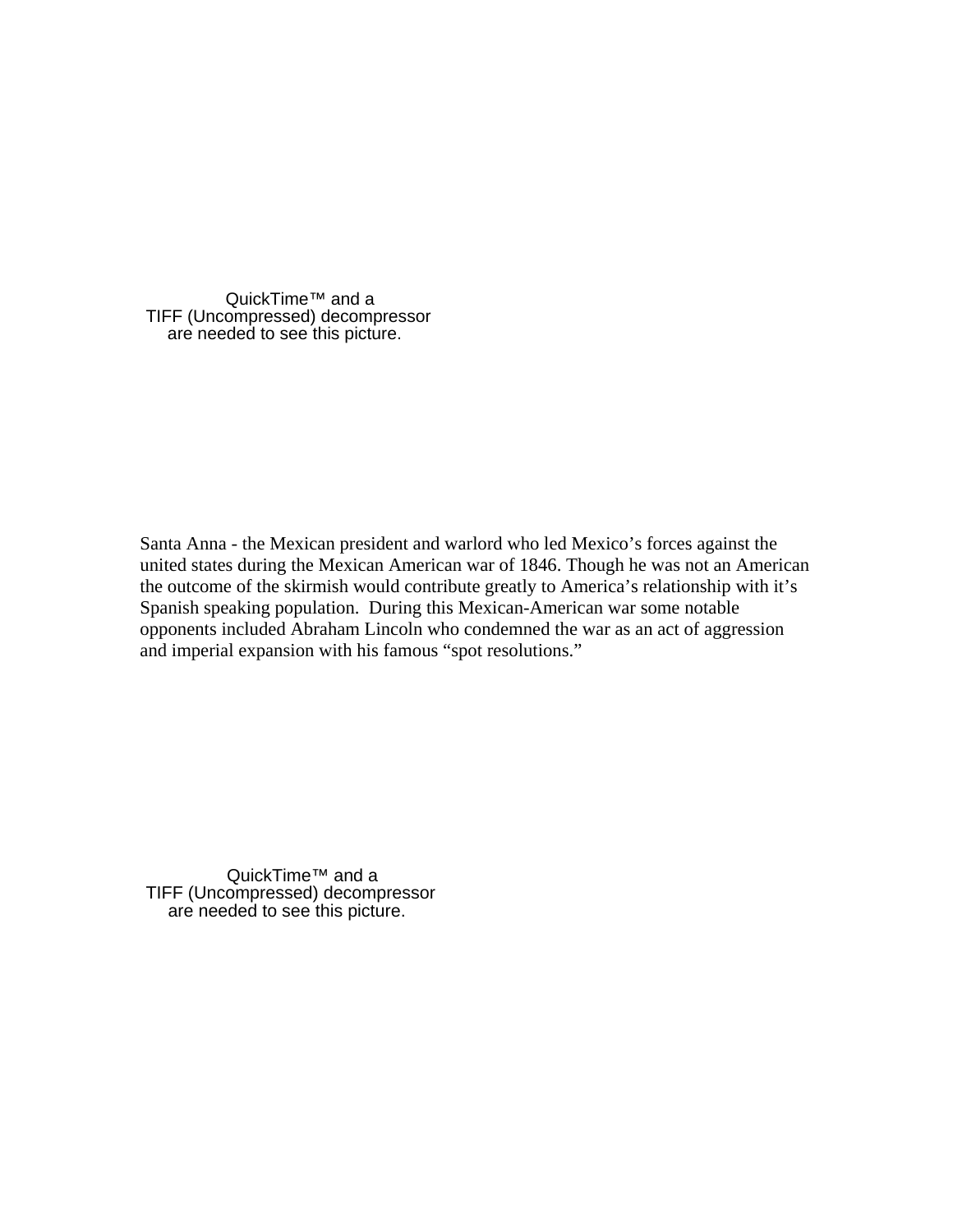QuickTime™ and a
TIFF (Uncompressed) decompressor
are needed to see this picture.

Santa Anna - the Mexican president and warlord who led Mexico's forces against the united states during the Mexican American war of 1846. Though he was not an American the outcome of the skirmish would contribute greatly to America's relationship with it's Spanish speaking population.  During this Mexican-American war some notable opponents included Abraham Lincoln who condemned the war as an act of aggression and imperial expansion with his famous "spot resolutions."

QuickTime™ and a
TIFF (Uncompressed) decompressor
are needed to see this picture.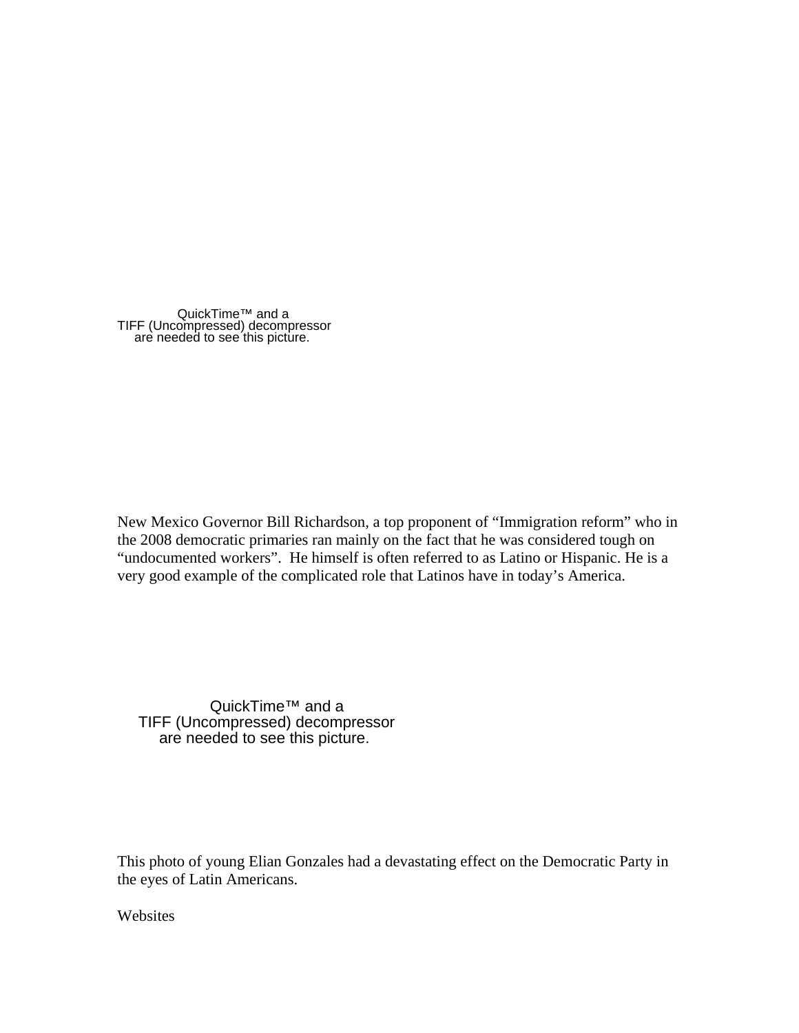QuickTime™ and a
TIFF (Uncompressed) decompressor
are needed to see this picture.

New Mexico Governor Bill Richardson, a top proponent of “Immigration reform” who in the 2008 democratic primaries ran mainly on the fact that he was considered tough on “undocumented workers”.  He himself is often referred to as Latino or Hispanic. He is a very good example of the complicated role that Latinos have in today’s America.

QuickTime™ and a
TIFF (Uncompressed) decompressor
are needed to see this picture.

This photo of young Elian Gonzales had a devastating effect on the Democratic Party in the eyes of Latin Americans.

Websites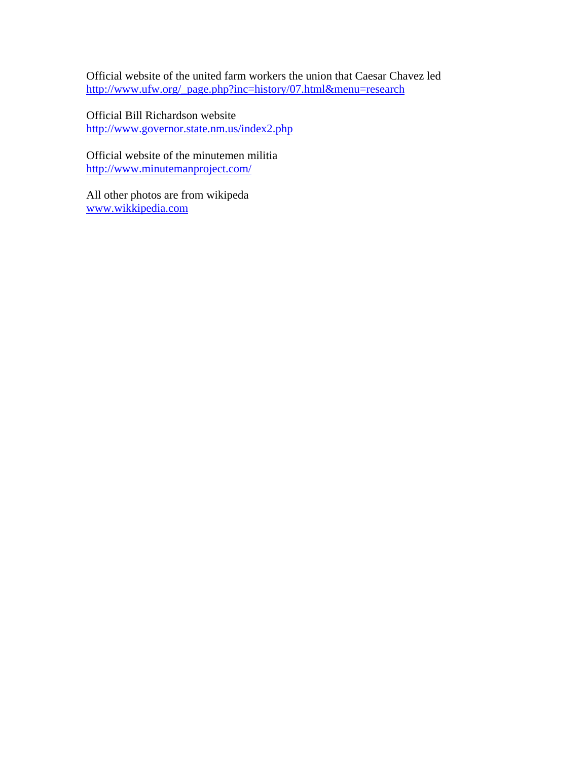Official website of the united farm workers the union that Caesar Chavez led
http://www.ufw.org/_page.php?inc=history/07.html&menu=research

Official Bill Richardson website
http://www.governor.state.nm.us/index2.php

Official website of the minutemen militia
http://www.minutemanproject.com/

All other photos are from wikipeda
www.wikkipedia.com